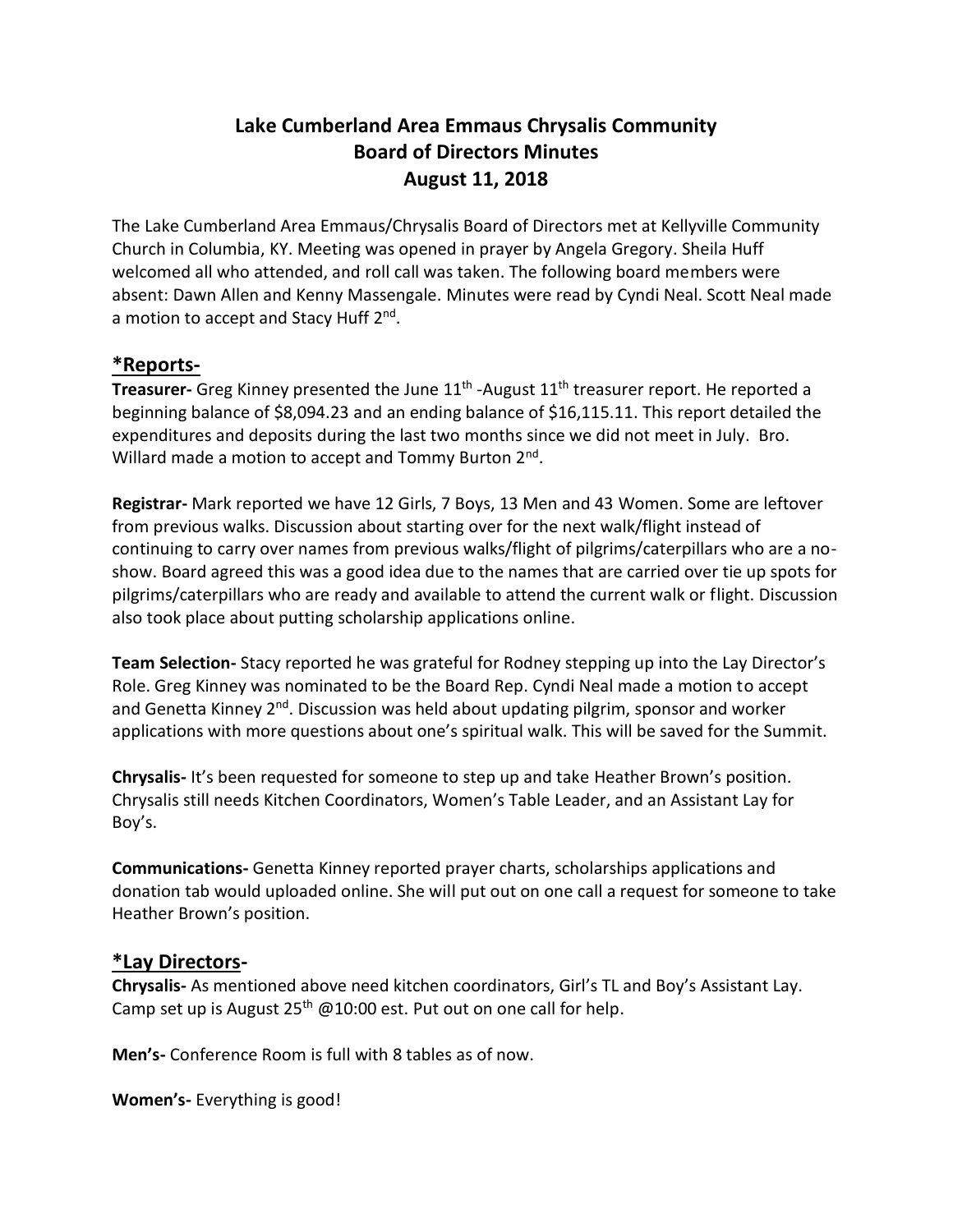# Lake Cumberland Area Emmaus Chrysalis Community
# Board of Directors Minutes
# August 11, 2018

The Lake Cumberland Area Emmaus/Chrysalis Board of Directors met at Kellyville Community Church in Columbia, KY. Meeting was opened in prayer by Angela Gregory. Sheila Huff welcomed all who attended, and roll call was taken. The following board members were absent: Dawn Allen and Kenny Massengale. Minutes were read by Cyndi Neal. Scott Neal made a motion to accept and Stacy Huff 2nd.

## *Reports-

**Treasurer-** Greg Kinney presented the June 11th -August 11th treasurer report. He reported a beginning balance of $8,094.23 and an ending balance of $16,115.11. This report detailed the expenditures and deposits during the last two months since we did not meet in July. Bro. Willard made a motion to accept and Tommy Burton 2nd.

**Registrar-** Mark reported we have 12 Girls, 7 Boys, 13 Men and 43 Women. Some are leftover from previous walks. Discussion about starting over for the next walk/flight instead of continuing to carry over names from previous walks/flight of pilgrims/caterpillars who are a no-show. Board agreed this was a good idea due to the names that are carried over tie up spots for pilgrims/caterpillars who are ready and available to attend the current walk or flight. Discussion also took place about putting scholarship applications online.

**Team Selection-** Stacy reported he was grateful for Rodney stepping up into the Lay Director's Role. Greg Kinney was nominated to be the Board Rep. Cyndi Neal made a motion to accept and Genetta Kinney 2nd. Discussion was held about updating pilgrim, sponsor and worker applications with more questions about one's spiritual walk. This will be saved for the Summit.

**Chrysalis-** It's been requested for someone to step up and take Heather Brown's position. Chrysalis still needs Kitchen Coordinators, Women's Table Leader, and an Assistant Lay for Boy's.

**Communications-** Genetta Kinney reported prayer charts, scholarships applications and donation tab would uploaded online. She will put out on one call a request for someone to take Heather Brown's position.

## *Lay Directors-

**Chrysalis-** As mentioned above need kitchen coordinators, Girl's TL and Boy's Assistant Lay. Camp set up is August 25th @10:00 est. Put out on one call for help.

**Men's-** Conference Room is full with 8 tables as of now.

**Women's-** Everything is good!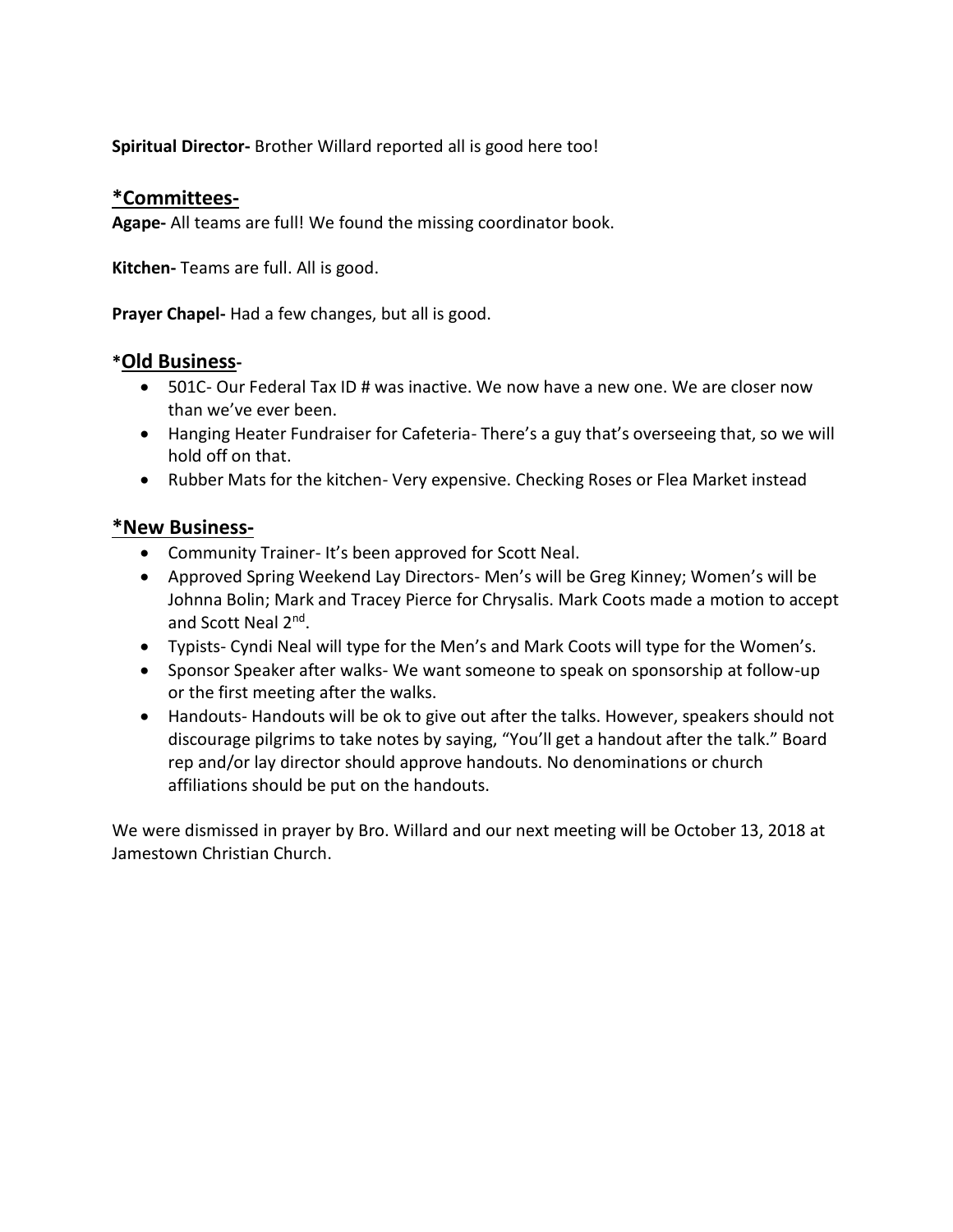**Spiritual Director-** Brother Willard reported all is good here too!

## *Committees-

**Agape-** All teams are full! We found the missing coordinator book.

**Kitchen-** Teams are full. All is good.

**Prayer Chapel-** Had a few changes, but all is good.

## *Old Business-

- 501C- Our Federal Tax ID # was inactive. We now have a new one. We are closer now than we've ever been.
- Hanging Heater Fundraiser for Cafeteria- There's a guy that's overseeing that, so we will hold off on that.
- Rubber Mats for the kitchen- Very expensive. Checking Roses or Flea Market instead

## *New Business-

- Community Trainer- It's been approved for Scott Neal.
- Approved Spring Weekend Lay Directors- Men's will be Greg Kinney; Women's will be Johnna Bolin; Mark and Tracey Pierce for Chrysalis. Mark Coots made a motion to accept and Scott Neal 2nd.
- Typists- Cyndi Neal will type for the Men's and Mark Coots will type for the Women's.
- Sponsor Speaker after walks- We want someone to speak on sponsorship at follow-up or the first meeting after the walks.
- Handouts- Handouts will be ok to give out after the talks. However, speakers should not discourage pilgrims to take notes by saying, "You'll get a handout after the talk." Board rep and/or lay director should approve handouts. No denominations or church affiliations should be put on the handouts.

We were dismissed in prayer by Bro. Willard and our next meeting will be October 13, 2018 at Jamestown Christian Church.